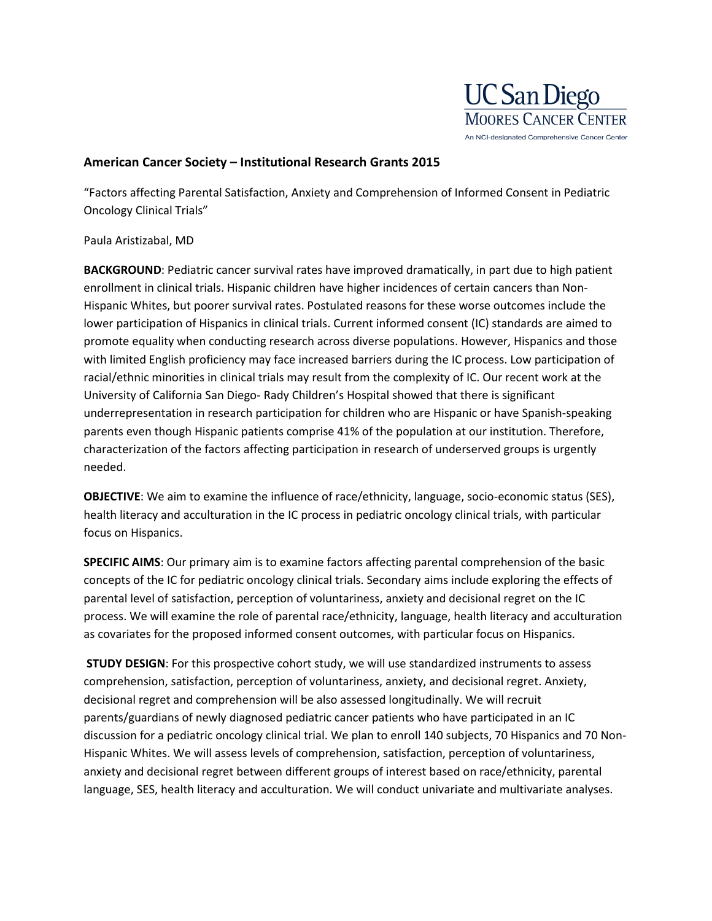UC San Diego
MOORES CANCER CENTER
An NCI-designated Comprehensive Cancer Center

**American Cancer Society – Institutional Research Grants 2015**

"Factors affecting Parental Satisfaction, Anxiety and Comprehension of Informed Consent in Pediatric Oncology Clinical Trials"

Paula Aristizabal, MD

**BACKGROUND**: Pediatric cancer survival rates have improved dramatically, in part due to high patient enrollment in clinical trials. Hispanic children have higher incidences of certain cancers than Non-Hispanic Whites, but poorer survival rates. Postulated reasons for these worse outcomes include the lower participation of Hispanics in clinical trials. Current informed consent (IC) standards are aimed to promote equality when conducting research across diverse populations. However, Hispanics and those with limited English proficiency may face increased barriers during the IC process. Low participation of racial/ethnic minorities in clinical trials may result from the complexity of IC. Our recent work at the University of California San Diego- Rady Children's Hospital showed that there is significant underrepresentation in research participation for children who are Hispanic or have Spanish-speaking parents even though Hispanic patients comprise 41% of the population at our institution. Therefore, characterization of the factors affecting participation in research of underserved groups is urgently needed.

**OBJECTIVE**: We aim to examine the influence of race/ethnicity, language, socio-economic status (SES), health literacy and acculturation in the IC process in pediatric oncology clinical trials, with particular focus on Hispanics.

**SPECIFIC AIMS**: Our primary aim is to examine factors affecting parental comprehension of the basic concepts of the IC for pediatric oncology clinical trials. Secondary aims include exploring the effects of parental level of satisfaction, perception of voluntariness, anxiety and decisional regret on the IC process. We will examine the role of parental race/ethnicity, language, health literacy and acculturation as covariates for the proposed informed consent outcomes, with particular focus on Hispanics.

**STUDY DESIGN**: For this prospective cohort study, we will use standardized instruments to assess comprehension, satisfaction, perception of voluntariness, anxiety, and decisional regret. Anxiety, decisional regret and comprehension will be also assessed longitudinally. We will recruit parents/guardians of newly diagnosed pediatric cancer patients who have participated in an IC discussion for a pediatric oncology clinical trial. We plan to enroll 140 subjects, 70 Hispanics and 70 Non-Hispanic Whites. We will assess levels of comprehension, satisfaction, perception of voluntariness, anxiety and decisional regret between different groups of interest based on race/ethnicity, parental language, SES, health literacy and acculturation. We will conduct univariate and multivariate analyses.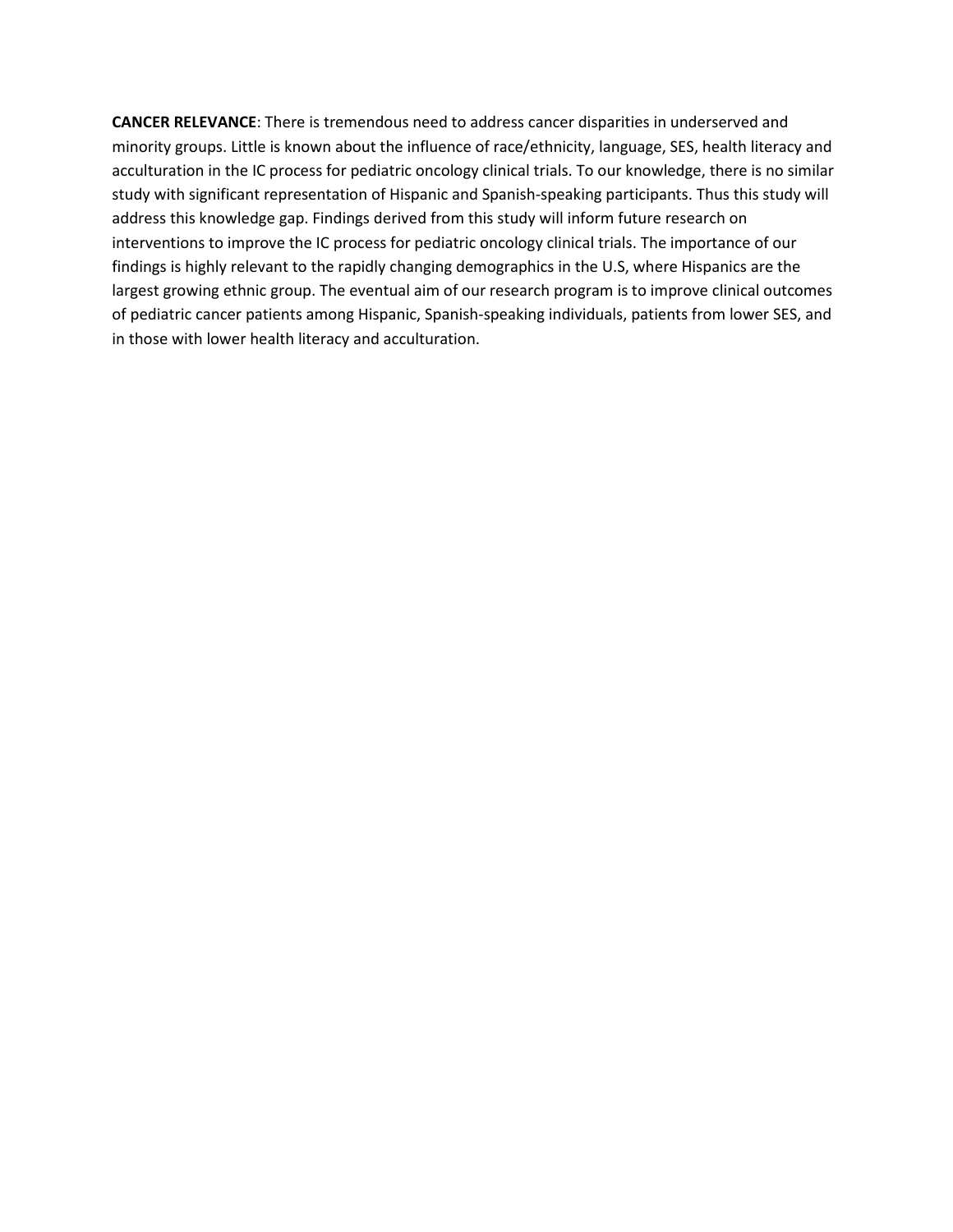**CANCER RELEVANCE**: There is tremendous need to address cancer disparities in underserved and minority groups. Little is known about the influence of race/ethnicity, language, SES, health literacy and acculturation in the IC process for pediatric oncology clinical trials. To our knowledge, there is no similar study with significant representation of Hispanic and Spanish-speaking participants. Thus this study will address this knowledge gap. Findings derived from this study will inform future research on interventions to improve the IC process for pediatric oncology clinical trials. The importance of our findings is highly relevant to the rapidly changing demographics in the U.S, where Hispanics are the largest growing ethnic group. The eventual aim of our research program is to improve clinical outcomes of pediatric cancer patients among Hispanic, Spanish-speaking individuals, patients from lower SES, and in those with lower health literacy and acculturation.